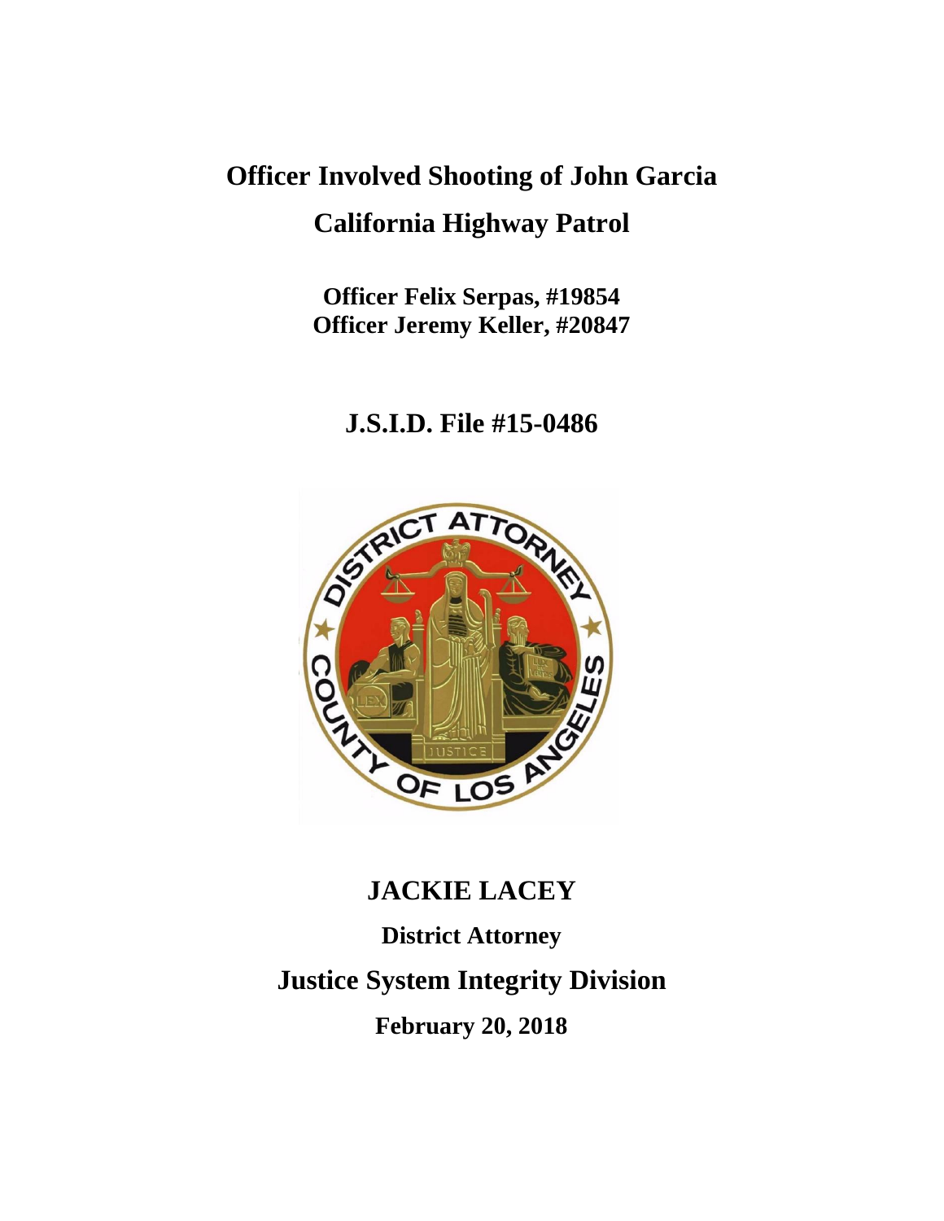# Officer Involved Shooting of John Garcia

## California Highway Patrol

**Officer Felix Serpas, #19854**
**Officer Jeremy Keller, #20847**

## J.S.I.D. File #15-0486

## JACKIE LACEY

**District Attorney**

## Justice System Integrity Division

**February 20, 2018**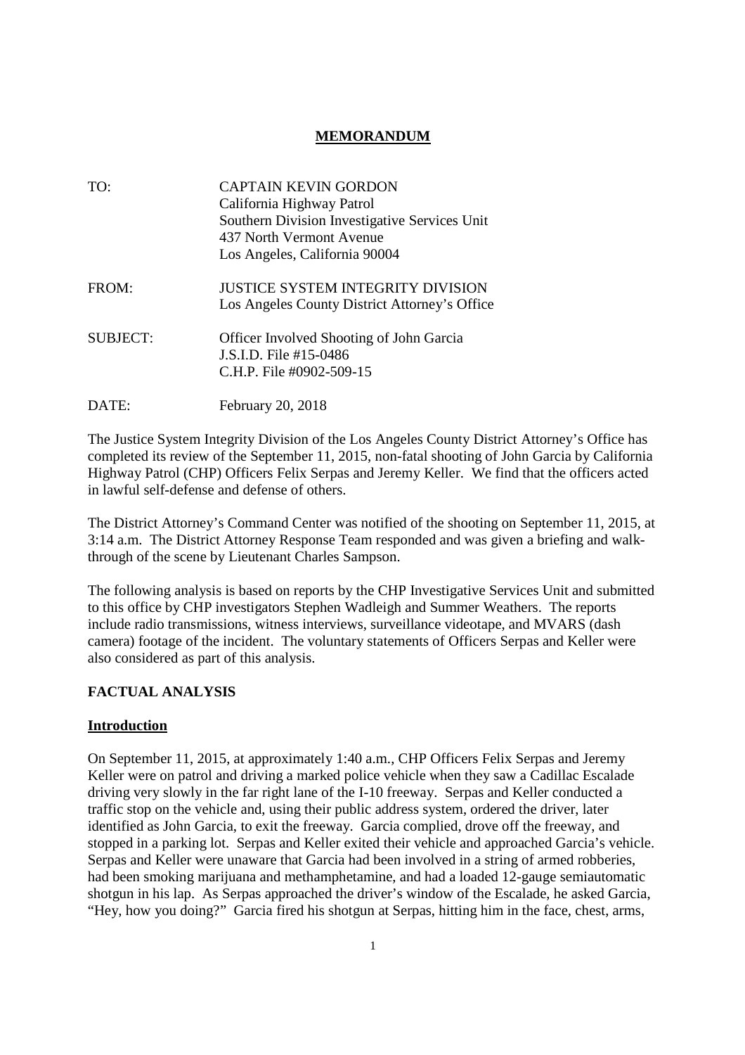# MEMORANDUM

| | |
|---|---|
| TO: | CAPTAIN KEVIN GORDON<br>California Highway Patrol<br>Southern Division Investigative Services Unit<br>437 North Vermont Avenue<br>Los Angeles, California 90004 |
| FROM: | JUSTICE SYSTEM INTEGRITY DIVISION<br>Los Angeles County District Attorney's Office |
| SUBJECT: | Officer Involved Shooting of John Garcia<br>J.S.I.D. File #15-0486<br>C.H.P. File #0902-509-15 |
| DATE: | February 20, 2018 |

The Justice System Integrity Division of the Los Angeles County District Attorney's Office has completed its review of the September 11, 2015, non-fatal shooting of John Garcia by California Highway Patrol (CHP) Officers Felix Serpas and Jeremy Keller. We find that the officers acted in lawful self-defense and defense of others.

The District Attorney's Command Center was notified of the shooting on September 11, 2015, at 3:14 a.m. The District Attorney Response Team responded and was given a briefing and walk-through of the scene by Lieutenant Charles Sampson.

The following analysis is based on reports by the CHP Investigative Services Unit and submitted to this office by CHP investigators Stephen Wadleigh and Summer Weathers. The reports include radio transmissions, witness interviews, surveillance videotape, and MVARS (dash camera) footage of the incident. The voluntary statements of Officers Serpas and Keller were also considered as part of this analysis.

## FACTUAL ANALYSIS

### Introduction

On September 11, 2015, at approximately 1:40 a.m., CHP Officers Felix Serpas and Jeremy Keller were on patrol and driving a marked police vehicle when they saw a Cadillac Escalade driving very slowly in the far right lane of the I-10 freeway. Serpas and Keller conducted a traffic stop on the vehicle and, using their public address system, ordered the driver, later identified as John Garcia, to exit the freeway. Garcia complied, drove off the freeway, and stopped in a parking lot. Serpas and Keller exited their vehicle and approached Garcia's vehicle. Serpas and Keller were unaware that Garcia had been involved in a string of armed robberies, had been smoking marijuana and methamphetamine, and had a loaded 12-gauge semiautomatic shotgun in his lap. As Serpas approached the driver's window of the Escalade, he asked Garcia, "Hey, how you doing?" Garcia fired his shotgun at Serpas, hitting him in the face, chest, arms,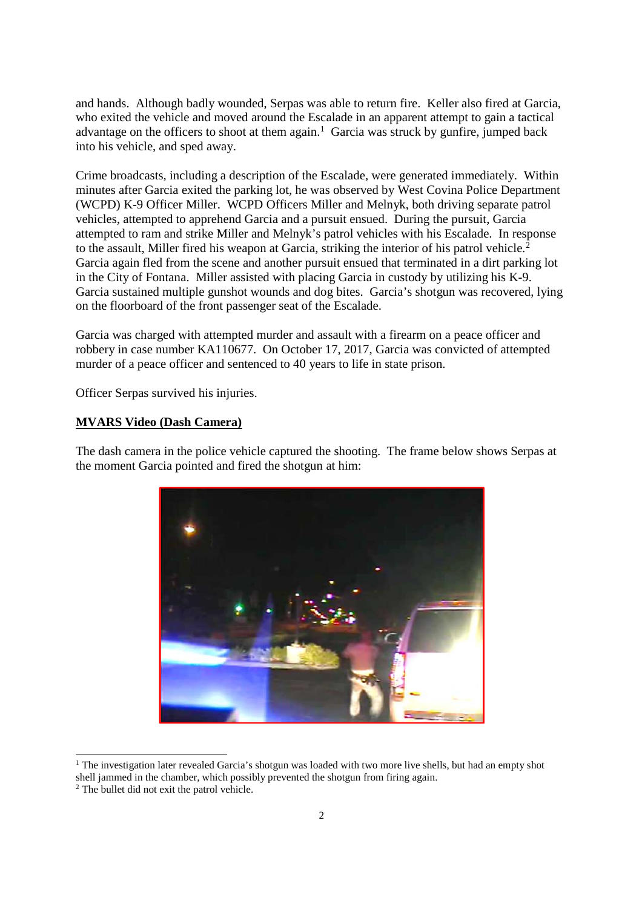and hands. Although badly wounded, Serpas was able to return fire. Keller also fired at Garcia, who exited the vehicle and moved around the Escalade in an apparent attempt to gain a tactical advantage on the officers to shoot at them again.[1] Garcia was struck by gunfire, jumped back into his vehicle, and sped away.

Crime broadcasts, including a description of the Escalade, were generated immediately. Within minutes after Garcia exited the parking lot, he was observed by West Covina Police Department (WCPD) K-9 Officer Miller. WCPD Officers Miller and Melnyk, both driving separate patrol vehicles, attempted to apprehend Garcia and a pursuit ensued. During the pursuit, Garcia attempted to ram and strike Miller and Melnyk's patrol vehicles with his Escalade. In response to the assault, Miller fired his weapon at Garcia, striking the interior of his patrol vehicle.[2] Garcia again fled from the scene and another pursuit ensued that terminated in a dirt parking lot in the City of Fontana. Miller assisted with placing Garcia in custody by utilizing his K-9. Garcia sustained multiple gunshot wounds and dog bites. Garcia's shotgun was recovered, lying on the floorboard of the front passenger seat of the Escalade.

Garcia was charged with attempted murder and assault with a firearm on a peace officer and robbery in case number KA110677. On October 17, 2017, Garcia was convicted of attempted murder of a peace officer and sentenced to 40 years to life in state prison.

Officer Serpas survived his injuries.

**MVARS Video (Dash Camera)**

The dash camera in the police vehicle captured the shooting. The frame below shows Serpas at the moment Garcia pointed and fired the shotgun at him:

---

[1] The investigation later revealed Garcia's shotgun was loaded with two more live shells, but had an empty shot shell jammed in the chamber, which possibly prevented the shotgun from firing again.

[2] The bullet did not exit the patrol vehicle.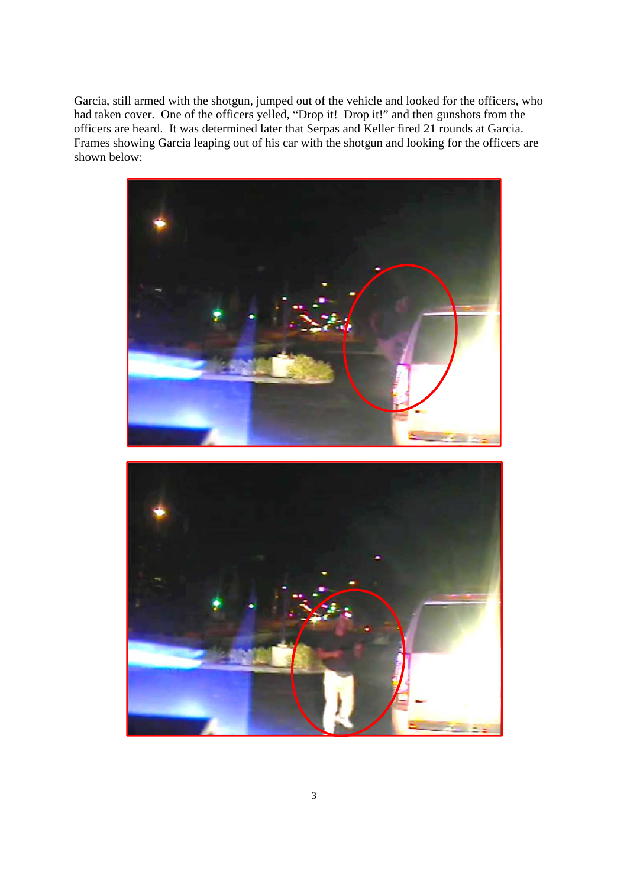Garcia, still armed with the shotgun, jumped out of the vehicle and looked for the officers, who had taken cover. One of the officers yelled, "Drop it! Drop it!" and then gunshots from the officers are heard. It was determined later that Serpas and Keller fired 21 rounds at Garcia. Frames showing Garcia leaping out of his car with the shotgun and looking for the officers are shown below: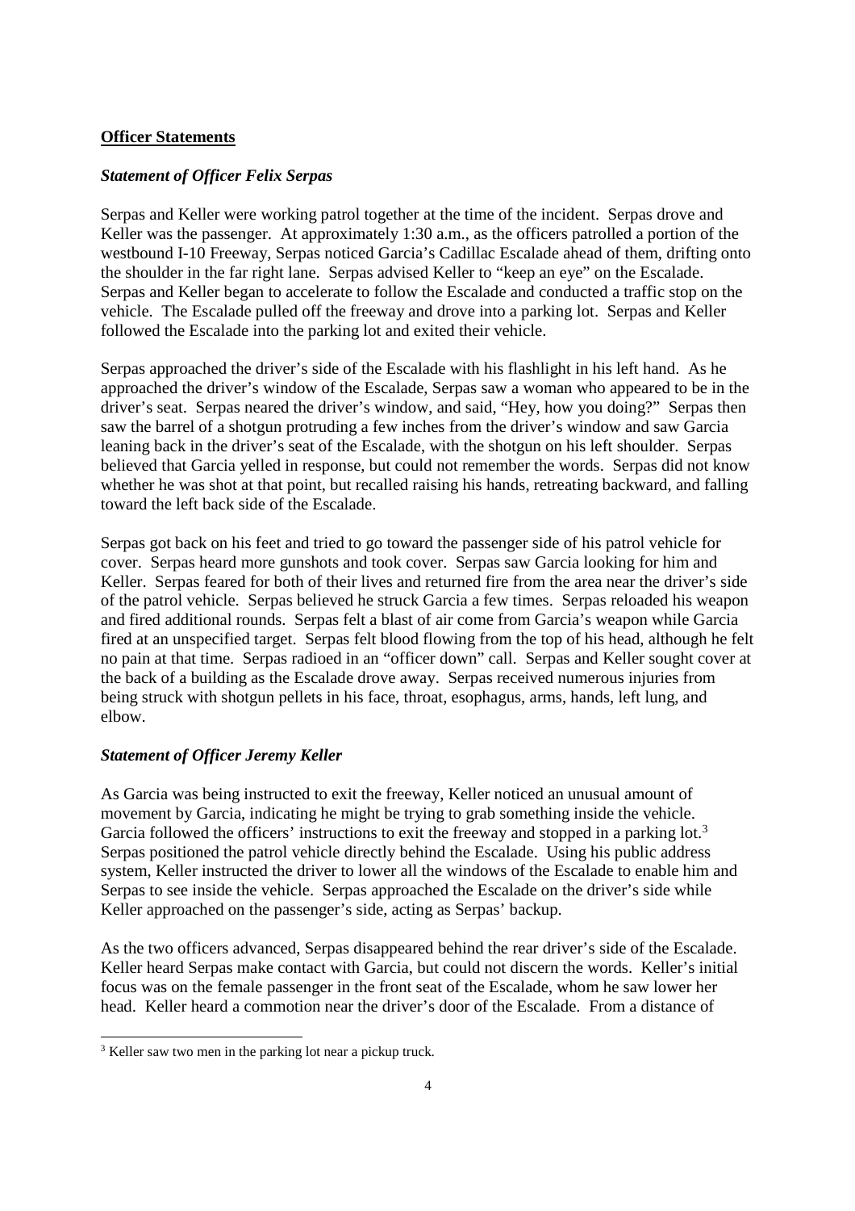**Officer Statements**

***Statement of Officer Felix Serpas***

Serpas and Keller were working patrol together at the time of the incident. Serpas drove and Keller was the passenger. At approximately 1:30 a.m., as the officers patrolled a portion of the westbound I-10 Freeway, Serpas noticed Garcia's Cadillac Escalade ahead of them, drifting onto the shoulder in the far right lane. Serpas advised Keller to "keep an eye" on the Escalade. Serpas and Keller began to accelerate to follow the Escalade and conducted a traffic stop on the vehicle. The Escalade pulled off the freeway and drove into a parking lot. Serpas and Keller followed the Escalade into the parking lot and exited their vehicle.

Serpas approached the driver's side of the Escalade with his flashlight in his left hand. As he approached the driver's window of the Escalade, Serpas saw a woman who appeared to be in the driver's seat. Serpas neared the driver's window, and said, "Hey, how you doing?" Serpas then saw the barrel of a shotgun protruding a few inches from the driver's window and saw Garcia leaning back in the driver's seat of the Escalade, with the shotgun on his left shoulder. Serpas believed that Garcia yelled in response, but could not remember the words. Serpas did not know whether he was shot at that point, but recalled raising his hands, retreating backward, and falling toward the left back side of the Escalade.

Serpas got back on his feet and tried to go toward the passenger side of his patrol vehicle for cover. Serpas heard more gunshots and took cover. Serpas saw Garcia looking for him and Keller. Serpas feared for both of their lives and returned fire from the area near the driver's side of the patrol vehicle. Serpas believed he struck Garcia a few times. Serpas reloaded his weapon and fired additional rounds. Serpas felt a blast of air come from Garcia's weapon while Garcia fired at an unspecified target. Serpas felt blood flowing from the top of his head, although he felt no pain at that time. Serpas radioed in an "officer down" call. Serpas and Keller sought cover at the back of a building as the Escalade drove away. Serpas received numerous injuries from being struck with shotgun pellets in his face, throat, esophagus, arms, hands, left lung, and elbow.

***Statement of Officer Jeremy Keller***

As Garcia was being instructed to exit the freeway, Keller noticed an unusual amount of movement by Garcia, indicating he might be trying to grab something inside the vehicle. Garcia followed the officers' instructions to exit the freeway and stopped in a parking lot.[3] Serpas positioned the patrol vehicle directly behind the Escalade. Using his public address system, Keller instructed the driver to lower all the windows of the Escalade to enable him and Serpas to see inside the vehicle. Serpas approached the Escalade on the driver's side while Keller approached on the passenger's side, acting as Serpas' backup.

As the two officers advanced, Serpas disappeared behind the rear driver's side of the Escalade. Keller heard Serpas make contact with Garcia, but could not discern the words. Keller's initial focus was on the female passenger in the front seat of the Escalade, whom he saw lower her head. Keller heard a commotion near the driver's door of the Escalade. From a distance of

[3] Keller saw two men in the parking lot near a pickup truck.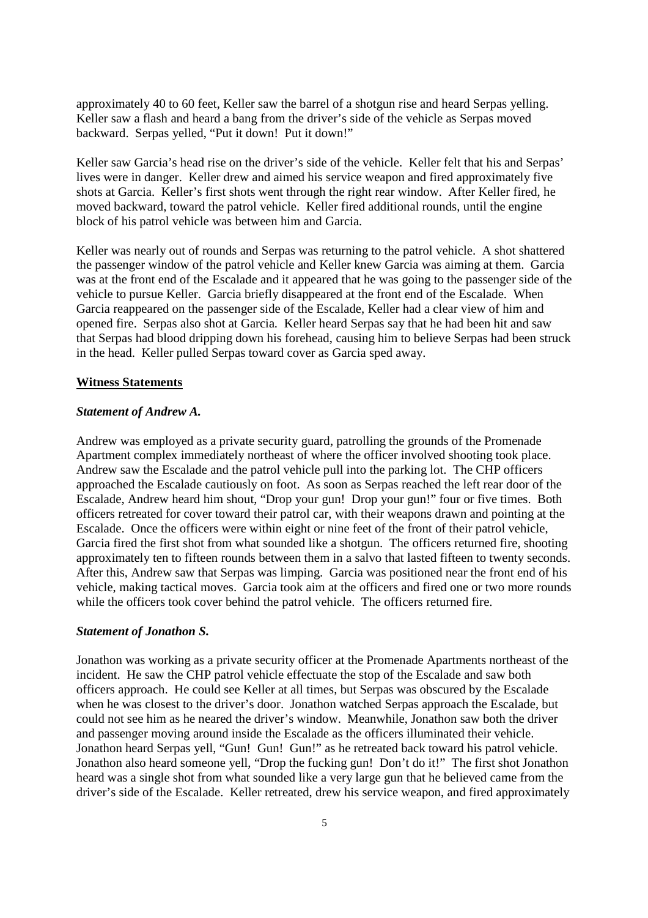approximately 40 to 60 feet, Keller saw the barrel of a shotgun rise and heard Serpas yelling. Keller saw a flash and heard a bang from the driver's side of the vehicle as Serpas moved backward. Serpas yelled, "Put it down! Put it down!"

Keller saw Garcia's head rise on the driver's side of the vehicle. Keller felt that his and Serpas' lives were in danger. Keller drew and aimed his service weapon and fired approximately five shots at Garcia. Keller's first shots went through the right rear window. After Keller fired, he moved backward, toward the patrol vehicle. Keller fired additional rounds, until the engine block of his patrol vehicle was between him and Garcia.

Keller was nearly out of rounds and Serpas was returning to the patrol vehicle. A shot shattered the passenger window of the patrol vehicle and Keller knew Garcia was aiming at them. Garcia was at the front end of the Escalade and it appeared that he was going to the passenger side of the vehicle to pursue Keller. Garcia briefly disappeared at the front end of the Escalade. When Garcia reappeared on the passenger side of the Escalade, Keller had a clear view of him and opened fire. Serpas also shot at Garcia. Keller heard Serpas say that he had been hit and saw that Serpas had blood dripping down his forehead, causing him to believe Serpas had been struck in the head. Keller pulled Serpas toward cover as Garcia sped away.

**Witness Statements**

***Statement of Andrew A.***

Andrew was employed as a private security guard, patrolling the grounds of the Promenade Apartment complex immediately northeast of where the officer involved shooting took place. Andrew saw the Escalade and the patrol vehicle pull into the parking lot. The CHP officers approached the Escalade cautiously on foot. As soon as Serpas reached the left rear door of the Escalade, Andrew heard him shout, "Drop your gun! Drop your gun!" four or five times. Both officers retreated for cover toward their patrol car, with their weapons drawn and pointing at the Escalade. Once the officers were within eight or nine feet of the front of their patrol vehicle, Garcia fired the first shot from what sounded like a shotgun. The officers returned fire, shooting approximately ten to fifteen rounds between them in a salvo that lasted fifteen to twenty seconds. After this, Andrew saw that Serpas was limping. Garcia was positioned near the front end of his vehicle, making tactical moves. Garcia took aim at the officers and fired one or two more rounds while the officers took cover behind the patrol vehicle. The officers returned fire.

***Statement of Jonathon S.***

Jonathon was working as a private security officer at the Promenade Apartments northeast of the incident. He saw the CHP patrol vehicle effectuate the stop of the Escalade and saw both officers approach. He could see Keller at all times, but Serpas was obscured by the Escalade when he was closest to the driver's door. Jonathon watched Serpas approach the Escalade, but could not see him as he neared the driver's window. Meanwhile, Jonathon saw both the driver and passenger moving around inside the Escalade as the officers illuminated their vehicle. Jonathon heard Serpas yell, "Gun! Gun! Gun!" as he retreated back toward his patrol vehicle. Jonathon also heard someone yell, "Drop the fucking gun! Don't do it!" The first shot Jonathon heard was a single shot from what sounded like a very large gun that he believed came from the driver's side of the Escalade. Keller retreated, drew his service weapon, and fired approximately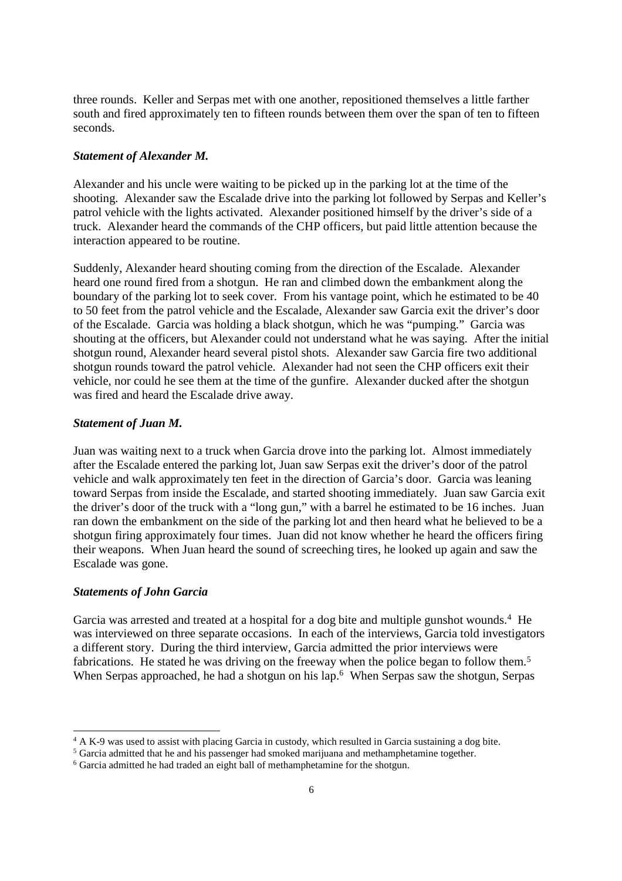three rounds. Keller and Serpas met with one another, repositioned themselves a little farther south and fired approximately ten to fifteen rounds between them over the span of ten to fifteen seconds.

***Statement of Alexander M.***

Alexander and his uncle were waiting to be picked up in the parking lot at the time of the shooting. Alexander saw the Escalade drive into the parking lot followed by Serpas and Keller's patrol vehicle with the lights activated. Alexander positioned himself by the driver's side of a truck. Alexander heard the commands of the CHP officers, but paid little attention because the interaction appeared to be routine.

Suddenly, Alexander heard shouting coming from the direction of the Escalade. Alexander heard one round fired from a shotgun. He ran and climbed down the embankment along the boundary of the parking lot to seek cover. From his vantage point, which he estimated to be 40 to 50 feet from the patrol vehicle and the Escalade, Alexander saw Garcia exit the driver's door of the Escalade. Garcia was holding a black shotgun, which he was "pumping." Garcia was shouting at the officers, but Alexander could not understand what he was saying. After the initial shotgun round, Alexander heard several pistol shots. Alexander saw Garcia fire two additional shotgun rounds toward the patrol vehicle. Alexander had not seen the CHP officers exit their vehicle, nor could he see them at the time of the gunfire. Alexander ducked after the shotgun was fired and heard the Escalade drive away.

***Statement of Juan M.***

Juan was waiting next to a truck when Garcia drove into the parking lot. Almost immediately after the Escalade entered the parking lot, Juan saw Serpas exit the driver's door of the patrol vehicle and walk approximately ten feet in the direction of Garcia's door. Garcia was leaning toward Serpas from inside the Escalade, and started shooting immediately. Juan saw Garcia exit the driver's door of the truck with a "long gun," with a barrel he estimated to be 16 inches. Juan ran down the embankment on the side of the parking lot and then heard what he believed to be a shotgun firing approximately four times. Juan did not know whether he heard the officers firing their weapons. When Juan heard the sound of screeching tires, he looked up again and saw the Escalade was gone.

***Statements of John Garcia***

Garcia was arrested and treated at a hospital for a dog bite and multiple gunshot wounds.[4] He was interviewed on three separate occasions. In each of the interviews, Garcia told investigators a different story. During the third interview, Garcia admitted the prior interviews were fabrications. He stated he was driving on the freeway when the police began to follow them.[5] When Serpas approached, he had a shotgun on his lap.[6] When Serpas saw the shotgun, Serpas

---

[4] A K-9 was used to assist with placing Garcia in custody, which resulted in Garcia sustaining a dog bite.

[5] Garcia admitted that he and his passenger had smoked marijuana and methamphetamine together.

[6] Garcia admitted he had traded an eight ball of methamphetamine for the shotgun.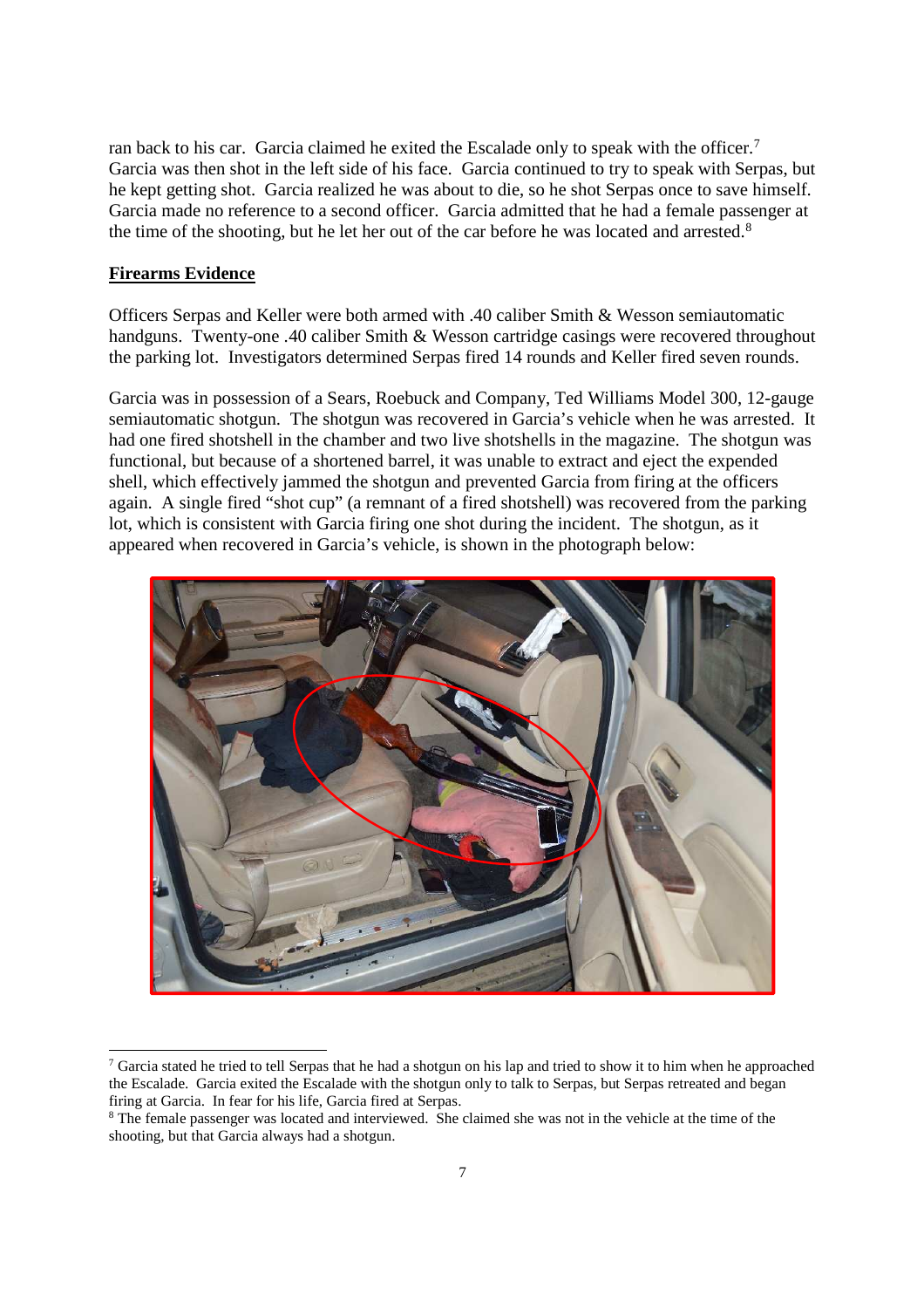ran back to his car. Garcia claimed he exited the Escalade only to speak with the officer.[7] Garcia was then shot in the left side of his face. Garcia continued to try to speak with Serpas, but he kept getting shot. Garcia realized he was about to die, so he shot Serpas once to save himself. Garcia made no reference to a second officer. Garcia admitted that he had a female passenger at the time of the shooting, but he let her out of the car before he was located and arrested.[8]

**Firearms Evidence**

Officers Serpas and Keller were both armed with .40 caliber Smith & Wesson semiautomatic handguns. Twenty-one .40 caliber Smith & Wesson cartridge casings were recovered throughout the parking lot. Investigators determined Serpas fired 14 rounds and Keller fired seven rounds.

Garcia was in possession of a Sears, Roebuck and Company, Ted Williams Model 300, 12-gauge semiautomatic shotgun. The shotgun was recovered in Garcia's vehicle when he was arrested. It had one fired shotshell in the chamber and two live shotshells in the magazine. The shotgun was functional, but because of a shortened barrel, it was unable to extract and eject the expended shell, which effectively jammed the shotgun and prevented Garcia from firing at the officers again. A single fired "shot cup" (a remnant of a fired shotshell) was recovered from the parking lot, which is consistent with Garcia firing one shot during the incident. The shotgun, as it appeared when recovered in Garcia's vehicle, is shown in the photograph below:

[7] Garcia stated he tried to tell Serpas that he had a shotgun on his lap and tried to show it to him when he approached the Escalade. Garcia exited the Escalade with the shotgun only to talk to Serpas, but Serpas retreated and began firing at Garcia. In fear for his life, Garcia fired at Serpas.

[8] The female passenger was located and interviewed. She claimed she was not in the vehicle at the time of the shooting, but that Garcia always had a shotgun.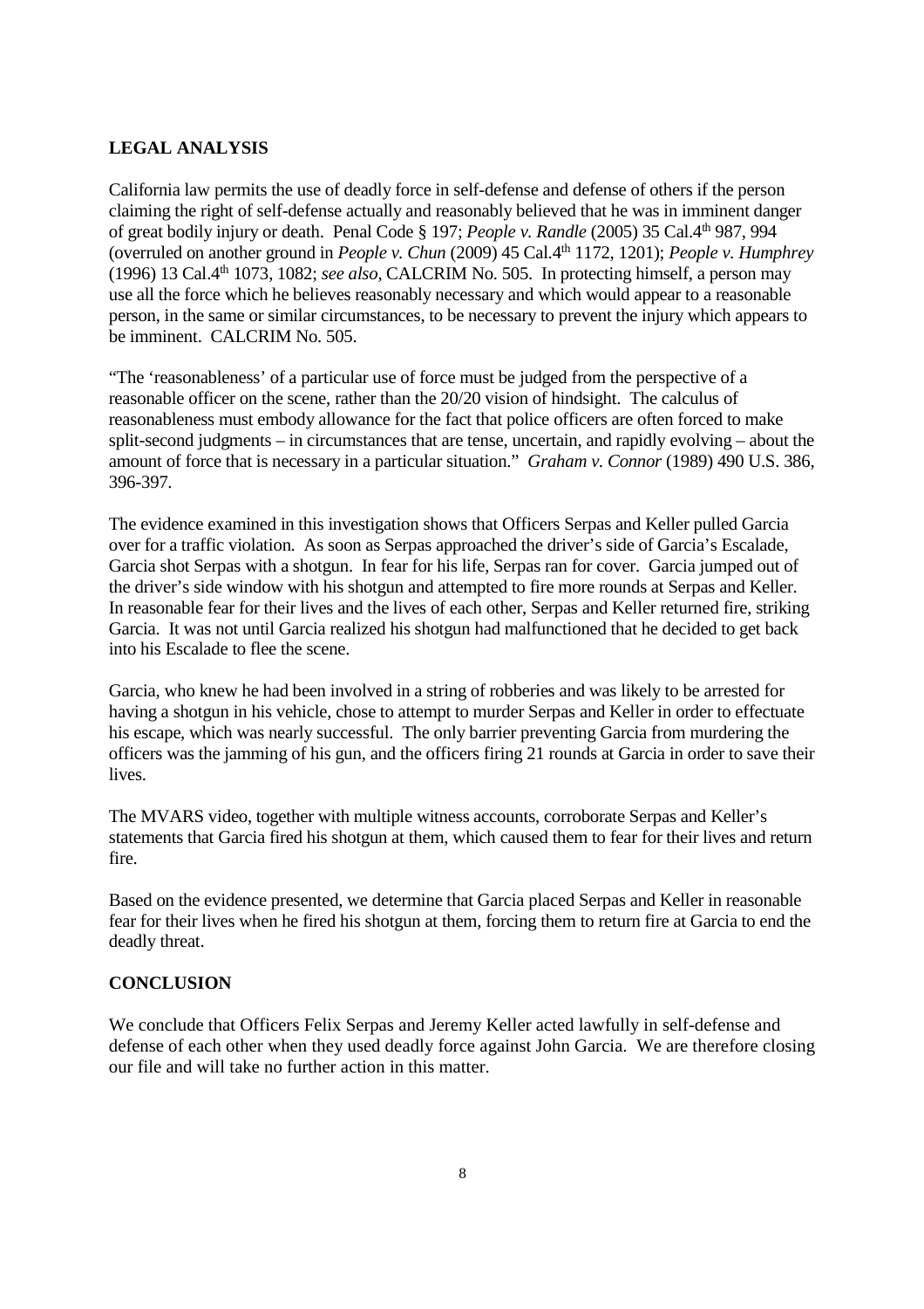**LEGAL ANALYSIS**

California law permits the use of deadly force in self-defense and defense of others if the person claiming the right of self-defense actually and reasonably believed that he was in imminent danger of great bodily injury or death. Penal Code § 197; *People v. Randle* (2005) 35 Cal.4th 987, 994 (overruled on another ground in *People v. Chun* (2009) 45 Cal.4th 1172, 1201); *People v. Humphrey* (1996) 13 Cal.4th 1073, 1082; *see also,* CALCRIM No. 505. In protecting himself, a person may use all the force which he believes reasonably necessary and which would appear to a reasonable person, in the same or similar circumstances, to be necessary to prevent the injury which appears to be imminent. CALCRIM No. 505.

"The 'reasonableness' of a particular use of force must be judged from the perspective of a reasonable officer on the scene, rather than the 20/20 vision of hindsight. The calculus of reasonableness must embody allowance for the fact that police officers are often forced to make split-second judgments – in circumstances that are tense, uncertain, and rapidly evolving – about the amount of force that is necessary in a particular situation." *Graham v. Connor* (1989) 490 U.S. 386, 396-397.

The evidence examined in this investigation shows that Officers Serpas and Keller pulled Garcia over for a traffic violation. As soon as Serpas approached the driver's side of Garcia's Escalade, Garcia shot Serpas with a shotgun. In fear for his life, Serpas ran for cover. Garcia jumped out of the driver's side window with his shotgun and attempted to fire more rounds at Serpas and Keller. In reasonable fear for their lives and the lives of each other, Serpas and Keller returned fire, striking Garcia. It was not until Garcia realized his shotgun had malfunctioned that he decided to get back into his Escalade to flee the scene.

Garcia, who knew he had been involved in a string of robberies and was likely to be arrested for having a shotgun in his vehicle, chose to attempt to murder Serpas and Keller in order to effectuate his escape, which was nearly successful. The only barrier preventing Garcia from murdering the officers was the jamming of his gun, and the officers firing 21 rounds at Garcia in order to save their lives.

The MVARS video, together with multiple witness accounts, corroborate Serpas and Keller's statements that Garcia fired his shotgun at them, which caused them to fear for their lives and return fire.

Based on the evidence presented, we determine that Garcia placed Serpas and Keller in reasonable fear for their lives when he fired his shotgun at them, forcing them to return fire at Garcia to end the deadly threat.

**CONCLUSION**

We conclude that Officers Felix Serpas and Jeremy Keller acted lawfully in self-defense and defense of each other when they used deadly force against John Garcia. We are therefore closing our file and will take no further action in this matter.